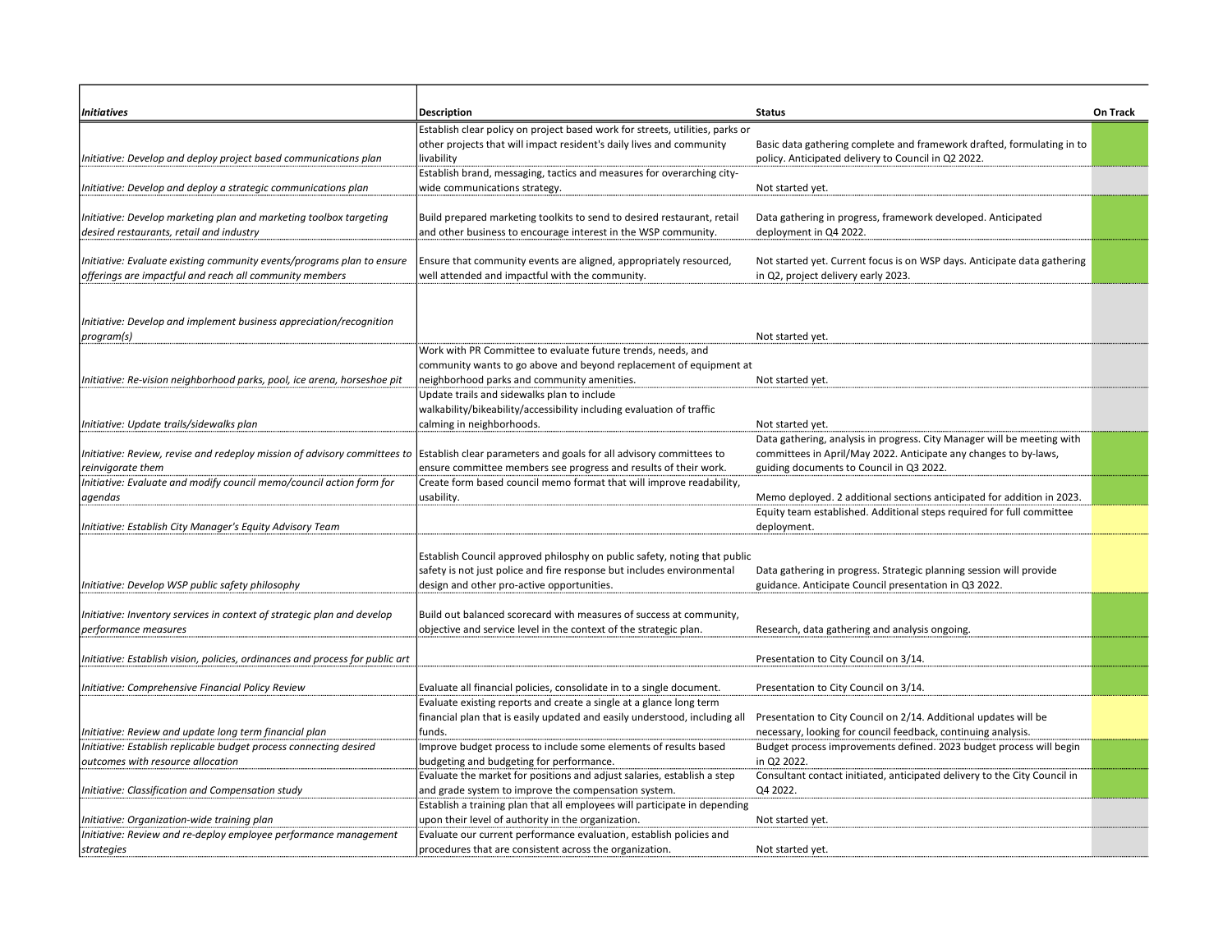| *Initiatives* | Description | Status | On Track |
|---|---|---|---|
| *Initiative: Develop and deploy project based communications plan* | Establish clear policy on project based work for streets, utilities, parks or other projects that will impact resident's daily lives and community livability | Basic data gathering complete and framework drafted, formulating in to policy. Anticipated delivery to Council in Q2 2022. | |
| *Initiative: Develop and deploy a strategic communications plan* | Establish brand, messaging, tactics and measures for overarching city-wide communications strategy. | Not started yet. | |
| *Initiative: Develop marketing plan and marketing toolbox targeting desired restaurants, retail and industry* | Build prepared marketing toolkits to send to desired restaurant, retail and other business to encourage interest in the WSP community. | Data gathering in progress, framework developed. Anticipated deployment in Q4 2022. | |
| *Initiative: Evaluate existing community events/programs plan to ensure offerings are impactful and reach all community members* | Ensure that community events are aligned, appropriately resourced, well attended and impactful with the community. | Not started yet. Current focus is on WSP days. Anticipate data gathering in Q2, project delivery early 2023. | |
| *Initiative: Develop and implement business appreciation/recognition program(s)* | | Not started yet. | |
| *Initiative: Re-vision neighborhood parks, pool, ice arena, horseshoe pit* | Work with PR Committee to evaluate future trends, needs, and community wants to go above and beyond replacement of equipment at neighborhood parks and community amenities. | Not started yet. | |
| *Initiative: Update trails/sidewalks plan* | Update trails and sidewalks plan to include walkability/bikeability/accessibility including evaluation of traffic calming in neighborhoods. | Not started yet. | |
| *Initiative: Review, revise and redeploy mission of advisory committees to reinvigorate them* | Establish clear parameters and goals for all advisory committees to ensure committee members see progress and results of their work. | Data gathering, analysis in progress. City Manager will be meeting with committees in April/May 2022. Anticipate any changes to by-laws, guiding documents to Council in Q3 2022. | |
| *Initiative: Evaluate and modify council memo/council action form for agendas* | Create form based council memo format that will improve readability, usability. | Memo deployed. 2 additional sections anticipated for addition in 2023. | |
| *Initiative: Establish City Manager's Equity Advisory Team* | | Equity team established. Additional steps required for full committee deployment. | |
| *Initiative: Develop WSP public safety philosophy* | Establish Council approved philosphy on public safety, noting that public safety is not just police and fire response but includes environmental design and other pro-active opportunities. | Data gathering in progress. Strategic planning session will provide guidance. Anticipate Council presentation in Q3 2022. | |
| *Initiative: Inventory services in context of strategic plan and develop performance measures* | Build out balanced scorecard with measures of success at community, objective and service level in the context of the strategic plan. | Research, data gathering and analysis ongoing. | |
| *Initiative: Establish vision, policies, ordinances and process for public art* | | Presentation to City Council on 3/14. | |
| *Initiative: Comprehensive Financial Policy Review* | Evaluate all financial policies, consolidate in to a single document. | Presentation to City Council on 3/14. | |
| *Initiative: Review and update long term financial plan* | Evaluate existing reports and create a single at a glance long term financial plan that is easily updated and easily understood, including all funds. | Presentation to City Council on 2/14. Additional updates will be necessary, looking for council feedback, continuing analysis. | |
| *Initiative: Establish replicable budget process connecting desired outcomes with resource allocation* | Improve budget process to include some elements of results based budgeting and budgeting for performance. | Budget process improvements defined. 2023 budget process will begin in Q2 2022. | |
| *Initiative: Classification and Compensation study* | Evaluate the market for positions and adjust salaries, establish a step and grade system to improve the compensation system. | Consultant contact initiated, anticipated delivery to the City Council in Q4 2022. | |
| *Initiative: Organization-wide training plan* | Establish a training plan that all employees will participate in depending upon their level of authority in the organization. | Not started yet. | |
| *Initiative: Review and re-deploy employee performance management strategies* | Evaluate our current performance evaluation, establish policies and procedures that are consistent across the organization. | Not started yet. | |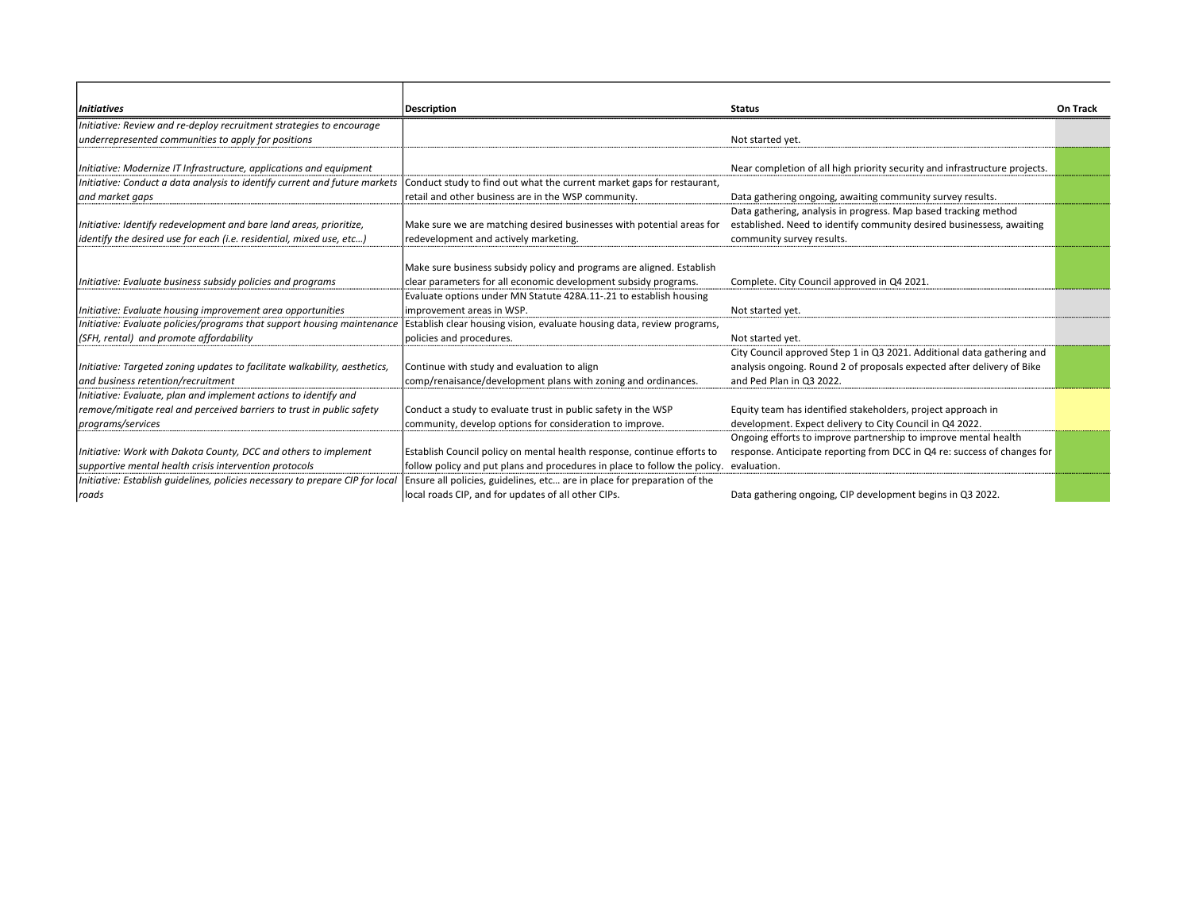| *Initiatives* | Description | Status | On Track |
|---|---|---|---|
| *Initiative: Review and re-deploy recruitment strategies to encourage underrepresented communities to apply for positions* | | Not started yet. | |
| *Initiative: Modernize IT Infrastructure, applications and equipment* | | Near completion of all high priority security and infrastructure projects. | |
| *Initiative: Conduct a data analysis to identify current and future markets and market gaps* | Conduct study to find out what the current market gaps for restaurant, retail and other business are in the WSP community. | Data gathering ongoing, awaiting community survey results. | |
| *Initiative: Identify redevelopment and bare land areas, prioritize, identify the desired use for each (i.e. residential, mixed use, etc…)* | Make sure we are matching desired businesses with potential areas for redevelopment and actively marketing. | Data gathering, analysis in progress. Map based tracking method established. Need to identify community desired businessess, awaiting community survey results. | |
| *Initiative: Evaluate business subsidy policies and programs* | Make sure business subsidy policy and programs are aligned. Establish clear parameters for all economic development subsidy programs. | Complete. City Council approved in Q4 2021. | |
| *Initiative: Evaluate housing improvement area opportunities* | Evaluate options under MN Statute 428A.11-.21 to establish housing improvement areas in WSP. | Not started yet. | |
| *Initiative: Evaluate policies/programs that support housing maintenance (SFH, rental) and promote affordability* | Establish clear housing vision, evaluate housing data, review programs, policies and procedures. | Not started yet. | |
| *Initiative: Targeted zoning updates to facilitate walkability, aesthetics, and business retention/recruitment* | Continue with study and evaluation to align comp/renaisance/development plans with zoning and ordinances. | City Council approved Step 1 in Q3 2021. Additional data gathering and analysis ongoing. Round 2 of proposals expected after delivery of Bike and Ped Plan in Q3 2022. | |
| *Initiative: Evaluate, plan and implement actions to identify and remove/mitigate real and perceived barriers to trust in public safety programs/services* | Conduct a study to evaluate trust in public safety in the WSP community, develop options for consideration to improve. | Equity team has identified stakeholders, project approach in development. Expect delivery to City Council in Q4 2022. | |
| *Initiative: Work with Dakota County, DCC and others to implement supportive mental health crisis intervention protocols* | Establish Council policy on mental health response, continue efforts to follow policy and put plans and procedures in place to follow the policy. | Ongoing efforts to improve partnership to improve mental health response. Anticipate reporting from DCC in Q4 re: success of changes for evaluation. | |
| *Initiative: Establish guidelines, policies necessary to prepare CIP for local roads* | Ensure all policies, guidelines, etc… are in place for preparation of the local roads CIP, and for updates of all other CIPs. | Data gathering ongoing, CIP development begins in Q3 2022. | |